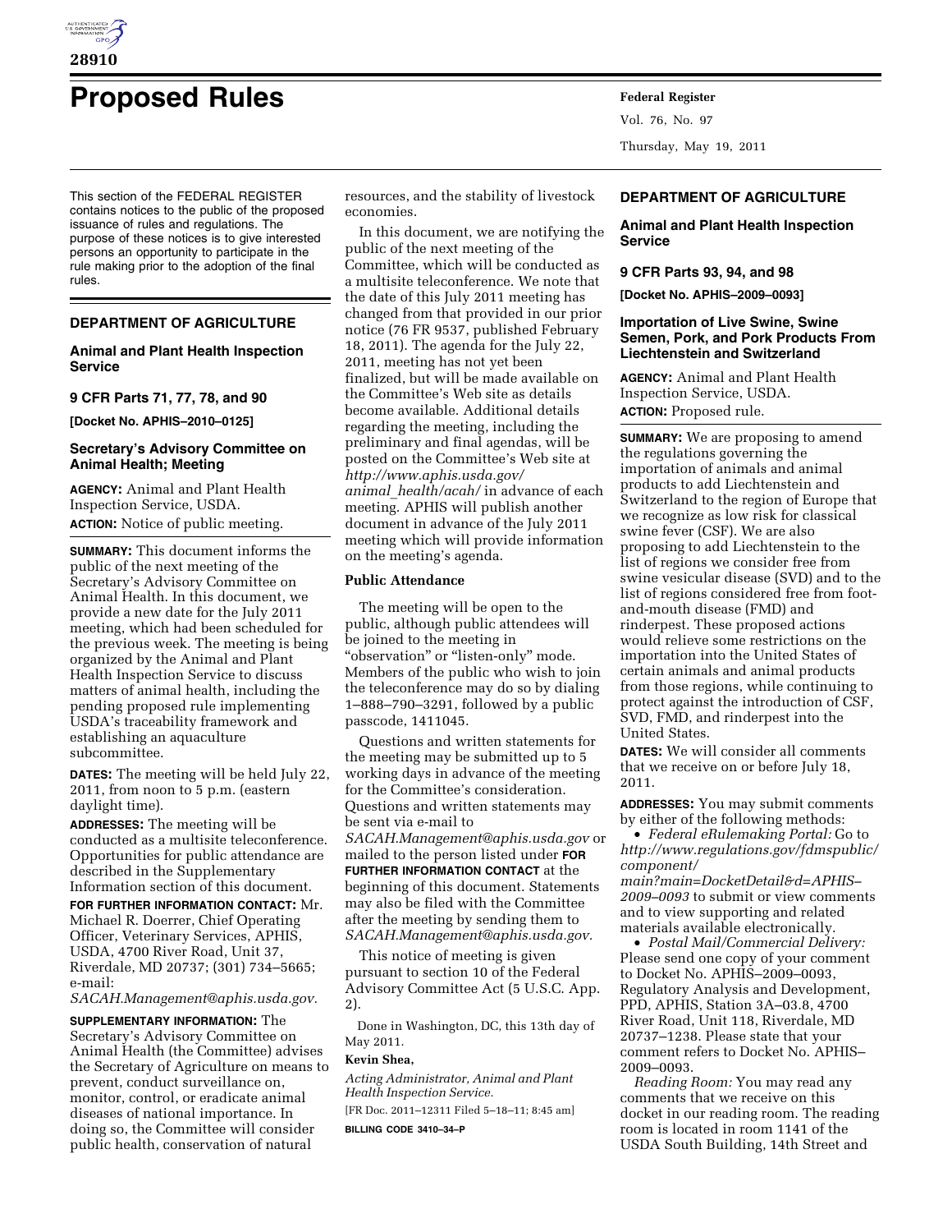# Proposed Rules

This section of the FEDERAL REGISTER contains notices to the public of the proposed issuance of rules and regulations. The purpose of these notices is to give interested persons an opportunity to participate in the rule making prior to the adoption of the final rules.

## DEPARTMENT OF AGRICULTURE

### Animal and Plant Health Inspection Service

### 9 CFR Parts 71, 77, 78, and 90

**[Docket No. APHIS–2010–0125]**

### Secretary's Advisory Committee on Animal Health; Meeting

**AGENCY:** Animal and Plant Health Inspection Service, USDA.

**ACTION:** Notice of public meeting.

**SUMMARY:** This document informs the public of the next meeting of the Secretary's Advisory Committee on Animal Health. In this document, we provide a new date for the July 2011 meeting, which had been scheduled for the previous week. The meeting is being organized by the Animal and Plant Health Inspection Service to discuss matters of animal health, including the pending proposed rule implementing USDA's traceability framework and establishing an aquaculture subcommittee.

**DATES:** The meeting will be held July 22, 2011, from noon to 5 p.m. (eastern daylight time).

**ADDRESSES:** The meeting will be conducted as a multisite teleconference. Opportunities for public attendance are described in the Supplementary Information section of this document.

**FOR FURTHER INFORMATION CONTACT:** Mr. Michael R. Doerrer, Chief Operating Officer, Veterinary Services, APHIS, USDA, 4700 River Road, Unit 37, Riverdale, MD 20737; (301) 734–5665; e-mail: *SACAH.Management@aphis.usda.gov.*

**SUPPLEMENTARY INFORMATION:** The Secretary's Advisory Committee on Animal Health (the Committee) advises the Secretary of Agriculture on means to prevent, conduct surveillance on, monitor, control, or eradicate animal diseases of national importance. In doing so, the Committee will consider public health, conservation of natural resources, and the stability of livestock economies.

In this document, we are notifying the public of the next meeting of the Committee, which will be conducted as a multisite teleconference. We note that the date of this July 2011 meeting has changed from that provided in our prior notice (76 FR 9537, published February 18, 2011). The agenda for the July 22, 2011, meeting has not yet been finalized, but will be made available on the Committee's Web site as details become available. Additional details regarding the meeting, including the preliminary and final agendas, will be posted on the Committee's Web site at *http://www.aphis.usda.gov/animal_health/acah/* in advance of each meeting. APHIS will publish another document in advance of the July 2011 meeting which will provide information on the meeting's agenda.

#### Public Attendance

The meeting will be open to the public, although public attendees will be joined to the meeting in "observation" or "listen-only" mode. Members of the public who wish to join the teleconference may do so by dialing 1–888–790–3291, followed by a public passcode, 1411045.

Questions and written statements for the meeting may be submitted up to 5 working days in advance of the meeting for the Committee's consideration. Questions and written statements may be sent via e-mail to *SACAH.Management@aphis.usda.gov* or mailed to the person listed under **FOR FURTHER INFORMATION CONTACT** at the beginning of this document. Statements may also be filed with the Committee after the meeting by sending them to *SACAH.Management@aphis.usda.gov.*

This notice of meeting is given pursuant to section 10 of the Federal Advisory Committee Act (5 U.S.C. App. 2).

Done in Washington, DC, this 13th day of May 2011.

**Kevin Shea,**

*Acting Administrator, Animal and Plant Health Inspection Service.*

[FR Doc. 2011–12311 Filed 5–18–11; 8:45 am]

**BILLING CODE 3410–34–P**

## DEPARTMENT OF AGRICULTURE

### Animal and Plant Health Inspection Service

### 9 CFR Parts 93, 94, and 98

**[Docket No. APHIS–2009–0093]**

### Importation of Live Swine, Swine Semen, Pork, and Pork Products From Liechtenstein and Switzerland

**AGENCY:** Animal and Plant Health Inspection Service, USDA.

**ACTION:** Proposed rule.

**SUMMARY:** We are proposing to amend the regulations governing the importation of animals and animal products to add Liechtenstein and Switzerland to the region of Europe that we recognize as low risk for classical swine fever (CSF). We are also proposing to add Liechtenstein to the list of regions we consider free from swine vesicular disease (SVD) and to the list of regions considered free from foot-and-mouth disease (FMD) and rinderpest. These proposed actions would relieve some restrictions on the importation into the United States of certain animals and animal products from those regions, while continuing to protect against the introduction of CSF, SVD, FMD, and rinderpest into the United States.

**DATES:** We will consider all comments that we receive on or before July 18, 2011.

**ADDRESSES:** You may submit comments by either of the following methods:

- *Federal eRulemaking Portal:* Go to *http://www.regulations.gov/fdmspublic/component/main?main=DocketDetail&d=APHIS–2009–0093* to submit or view comments and to view supporting and related materials available electronically.
- *Postal Mail/Commercial Delivery:* Please send one copy of your comment to Docket No. APHIS–2009–0093, Regulatory Analysis and Development, PPD, APHIS, Station 3A–03.8, 4700 River Road, Unit 118, Riverdale, MD 20737–1238. Please state that your comment refers to Docket No. APHIS–2009–0093.

*Reading Room:* You may read any comments that we receive on this docket in our reading room. The reading room is located in room 1141 of the USDA South Building, 14th Street and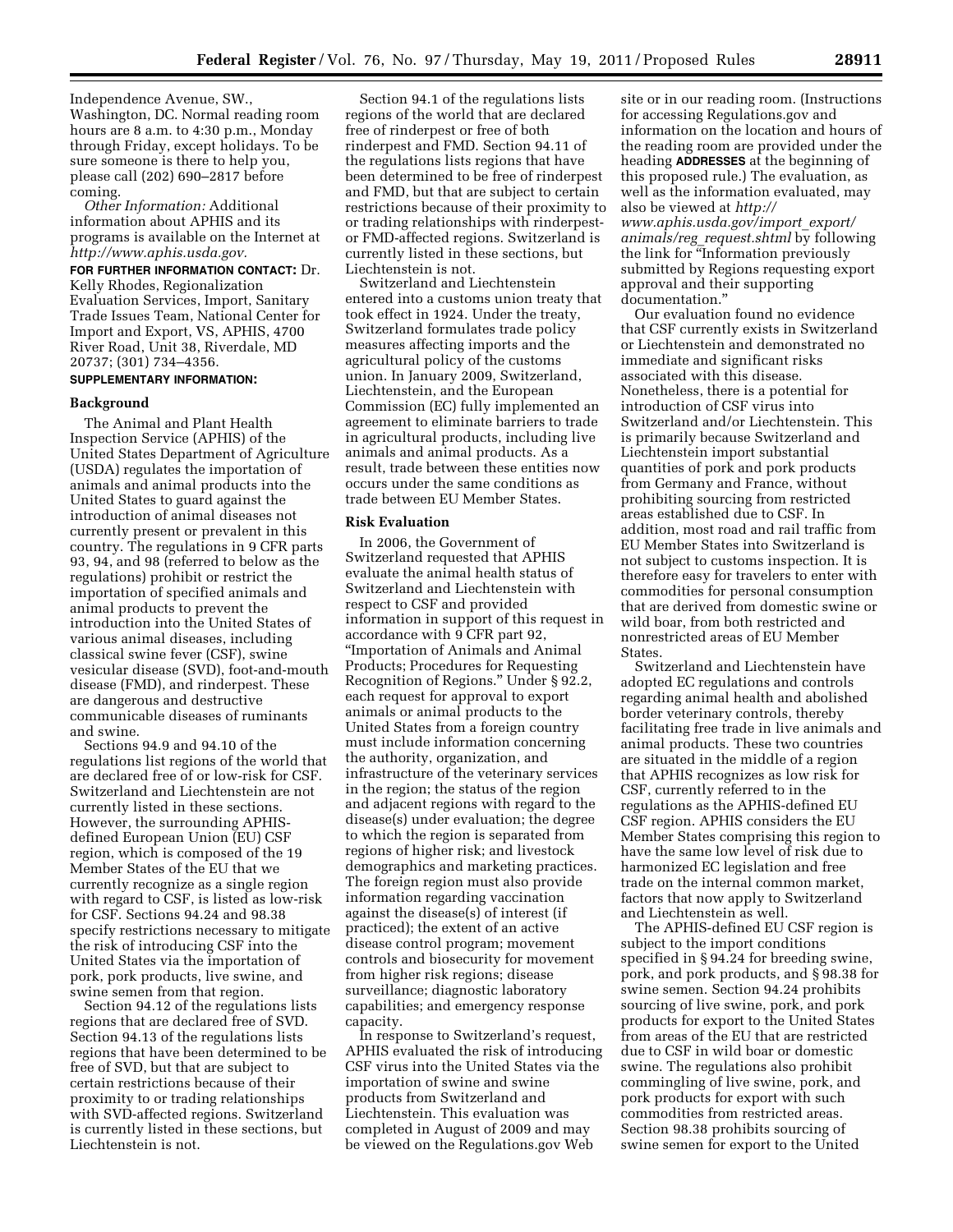Independence Avenue, SW., Washington, DC. Normal reading room hours are 8 a.m. to 4:30 p.m., Monday through Friday, except holidays. To be sure someone is there to help you, please call (202) 690–2817 before coming.

*Other Information:* Additional information about APHIS and its programs is available on the Internet at *http://www.aphis.usda.gov.*

**FOR FURTHER INFORMATION CONTACT:** Dr. Kelly Rhodes, Regionalization Evaluation Services, Import, Sanitary Trade Issues Team, National Center for Import and Export, VS, APHIS, 4700 River Road, Unit 38, Riverdale, MD 20737; (301) 734–4356.

**SUPPLEMENTARY INFORMATION:**

## Background

The Animal and Plant Health Inspection Service (APHIS) of the United States Department of Agriculture (USDA) regulates the importation of animals and animal products into the United States to guard against the introduction of animal diseases not currently present or prevalent in this country. The regulations in 9 CFR parts 93, 94, and 98 (referred to below as the regulations) prohibit or restrict the importation of specified animals and animal products to prevent the introduction into the United States of various animal diseases, including classical swine fever (CSF), swine vesicular disease (SVD), foot-and-mouth disease (FMD), and rinderpest. These are dangerous and destructive communicable diseases of ruminants and swine.

Sections 94.9 and 94.10 of the regulations list regions of the world that are declared free of or low-risk for CSF. Switzerland and Liechtenstein are not currently listed in these sections. However, the surrounding APHIS-defined European Union (EU) CSF region, which is composed of the 19 Member States of the EU that we currently recognize as a single region with regard to CSF, is listed as low-risk for CSF. Sections 94.24 and 98.38 specify restrictions necessary to mitigate the risk of introducing CSF into the United States via the importation of pork, pork products, live swine, and swine semen from that region.

Section 94.12 of the regulations lists regions that are declared free of SVD. Section 94.13 of the regulations lists regions that have been determined to be free of SVD, but that are subject to certain restrictions because of their proximity to or trading relationships with SVD-affected regions. Switzerland is currently listed in these sections, but Liechtenstein is not.

Section 94.1 of the regulations lists regions of the world that are declared free of rinderpest or free of both rinderpest and FMD. Section 94.11 of the regulations lists regions that have been determined to be free of rinderpest and FMD, but that are subject to certain restrictions because of their proximity to or trading relationships with rinderpest- or FMD-affected regions. Switzerland is currently listed in these sections, but Liechtenstein is not.

Switzerland and Liechtenstein entered into a customs union treaty that took effect in 1924. Under the treaty, Switzerland formulates trade policy measures affecting imports and the agricultural policy of the customs union. In January 2009, Switzerland, Liechtenstein, and the European Commission (EC) fully implemented an agreement to eliminate barriers to trade in agricultural products, including live animals and animal products. As a result, trade between these entities now occurs under the same conditions as trade between EU Member States.

## Risk Evaluation

In 2006, the Government of Switzerland requested that APHIS evaluate the animal health status of Switzerland and Liechtenstein with respect to CSF and provided information in support of this request in accordance with 9 CFR part 92, "Importation of Animals and Animal Products; Procedures for Requesting Recognition of Regions." Under § 92.2, each request for approval to export animals or animal products to the United States from a foreign country must include information concerning the authority, organization, and infrastructure of the veterinary services in the region; the status of the region and adjacent regions with regard to the disease(s) under evaluation; the degree to which the region is separated from regions of higher risk; and livestock demographics and marketing practices. The foreign region must also provide information regarding vaccination against the disease(s) of interest (if practiced); the extent of an active disease control program; movement controls and biosecurity for movement from higher risk regions; disease surveillance; diagnostic laboratory capabilities; and emergency response capacity.

In response to Switzerland's request, APHIS evaluated the risk of introducing CSF virus into the United States via the importation of swine and swine products from Switzerland and Liechtenstein. This evaluation was completed in August of 2009 and may be viewed on the Regulations.gov Web site or in our reading room. (Instructions for accessing Regulations.gov and information on the location and hours of the reading room are provided under the heading **ADDRESSES** at the beginning of this proposed rule.) The evaluation, as well as the information evaluated, may also be viewed at *http://www.aphis.usda.gov/import_export/animals/reg_request.shtml* by following the link for "Information previously submitted by Regions requesting export approval and their supporting documentation."

Our evaluation found no evidence that CSF currently exists in Switzerland or Liechtenstein and demonstrated no immediate and significant risks associated with this disease. Nonetheless, there is a potential for introduction of CSF virus into Switzerland and/or Liechtenstein. This is primarily because Switzerland and Liechtenstein import substantial quantities of pork and pork products from Germany and France, without prohibiting sourcing from restricted areas established due to CSF. In addition, most road and rail traffic from EU Member States into Switzerland is not subject to customs inspection. It is therefore easy for travelers to enter with commodities for personal consumption that are derived from domestic swine or wild boar, from both restricted and nonrestricted areas of EU Member States.

Switzerland and Liechtenstein have adopted EC regulations and controls regarding animal health and abolished border veterinary controls, thereby facilitating free trade in live animals and animal products. These two countries are situated in the middle of a region that APHIS recognizes as low risk for CSF, currently referred to in the regulations as the APHIS-defined EU CSF region. APHIS considers the EU Member States comprising this region to have the same low level of risk due to harmonized EC legislation and free trade on the internal common market, factors that now apply to Switzerland and Liechtenstein as well.

The APHIS-defined EU CSF region is subject to the import conditions specified in § 94.24 for breeding swine, pork, and pork products, and § 98.38 for swine semen. Section 94.24 prohibits sourcing of live swine, pork, and pork products for export to the United States from areas of the EU that are restricted due to CSF in wild boar or domestic swine. The regulations also prohibit commingling of live swine, pork, and pork products for export with such commodities from restricted areas. Section 98.38 prohibits sourcing of swine semen for export to the United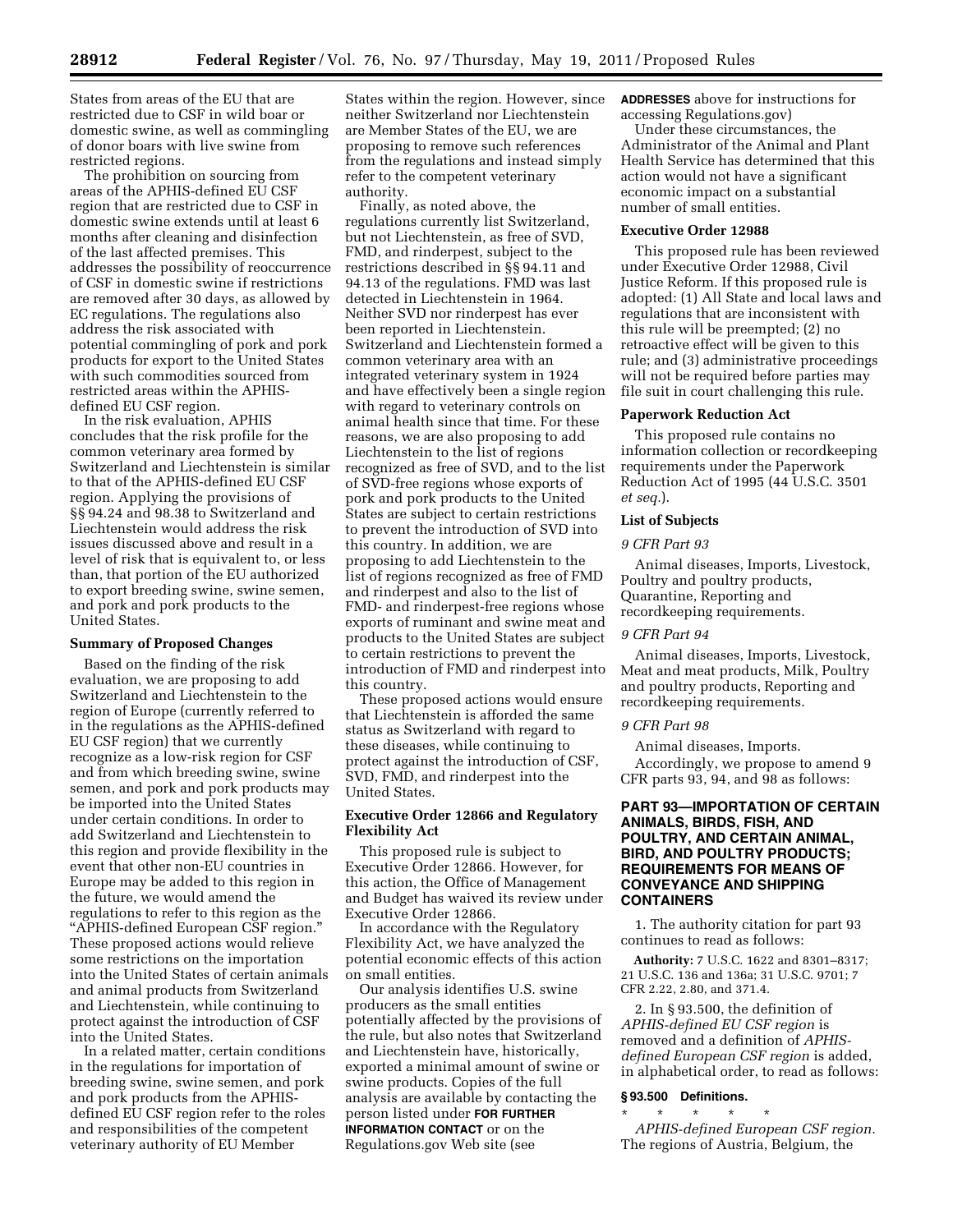States from areas of the EU that are restricted due to CSF in wild boar or domestic swine, as well as commingling of donor boars with live swine from restricted regions.

The prohibition on sourcing from areas of the APHIS-defined EU CSF region that are restricted due to CSF in domestic swine extends until at least 6 months after cleaning and disinfection of the last affected premises. This addresses the possibility of reoccurrence of CSF in domestic swine if restrictions are removed after 30 days, as allowed by EC regulations. The regulations also address the risk associated with potential commingling of pork and pork products for export to the United States with such commodities sourced from restricted areas within the APHIS-defined EU CSF region.

In the risk evaluation, APHIS concludes that the risk profile for the common veterinary area formed by Switzerland and Liechtenstein is similar to that of the APHIS-defined EU CSF region. Applying the provisions of §§ 94.24 and 98.38 to Switzerland and Liechtenstein would address the risk issues discussed above and result in a level of risk that is equivalent to, or less than, that portion of the EU authorized to export breeding swine, swine semen, and pork and pork products to the United States.

## Summary of Proposed Changes

Based on the finding of the risk evaluation, we are proposing to add Switzerland and Liechtenstein to the region of Europe (currently referred to in the regulations as the APHIS-defined EU CSF region) that we currently recognize as a low-risk region for CSF and from which breeding swine, swine semen, and pork and pork products may be imported into the United States under certain conditions. In order to add Switzerland and Liechtenstein to this region and provide flexibility in the event that other non-EU countries in Europe may be added to this region in the future, we would amend the regulations to refer to this region as the "APHIS-defined European CSF region." These proposed actions would relieve some restrictions on the importation into the United States of certain animals and animal products from Switzerland and Liechtenstein, while continuing to protect against the introduction of CSF into the United States.

In a related matter, certain conditions in the regulations for importation of breeding swine, swine semen, and pork and pork products from the APHIS-defined EU CSF region refer to the roles and responsibilities of the competent veterinary authority of EU Member States within the region. However, since neither Switzerland nor Liechtenstein are Member States of the EU, we are proposing to remove such references from the regulations and instead simply refer to the competent veterinary authority.

Finally, as noted above, the regulations currently list Switzerland, but not Liechtenstein, as free of SVD, FMD, and rinderpest, subject to the restrictions described in §§ 94.11 and 94.13 of the regulations. FMD was last detected in Liechtenstein in 1964. Neither SVD nor rinderpest has ever been reported in Liechtenstein. Switzerland and Liechtenstein formed a common veterinary area with an integrated veterinary system in 1924 and have effectively been a single region with regard to veterinary controls on animal health since that time. For these reasons, we are also proposing to add Liechtenstein to the list of regions recognized as free of SVD, and to the list of SVD-free regions whose exports of pork and pork products to the United States are subject to certain restrictions to prevent the introduction of SVD into this country. In addition, we are proposing to add Liechtenstein to the list of regions recognized as free of FMD and rinderpest and also to the list of FMD- and rinderpest-free regions whose exports of ruminant and swine meat and products to the United States are subject to certain restrictions to prevent the introduction of FMD and rinderpest into this country.

These proposed actions would ensure that Liechtenstein is afforded the same status as Switzerland with regard to these diseases, while continuing to protect against the introduction of CSF, SVD, FMD, and rinderpest into the United States.

## Executive Order 12866 and Regulatory Flexibility Act

This proposed rule is subject to Executive Order 12866. However, for this action, the Office of Management and Budget has waived its review under Executive Order 12866.

In accordance with the Regulatory Flexibility Act, we have analyzed the potential economic effects of this action on small entities.

Our analysis identifies U.S. swine producers as the small entities potentially affected by the provisions of the rule, but also notes that Switzerland and Liechtenstein have, historically, exported a minimal amount of swine or swine products. Copies of the full analysis are available by contacting the person listed under **FOR FURTHER INFORMATION CONTACT** or on the Regulations.gov Web site (see **ADDRESSES** above for instructions for accessing Regulations.gov)

Under these circumstances, the Administrator of the Animal and Plant Health Service has determined that this action would not have a significant economic impact on a substantial number of small entities.

## Executive Order 12988

This proposed rule has been reviewed under Executive Order 12988, Civil Justice Reform. If this proposed rule is adopted: (1) All State and local laws and regulations that are inconsistent with this rule will be preempted; (2) no retroactive effect will be given to this rule; and (3) administrative proceedings will not be required before parties may file suit in court challenging this rule.

## Paperwork Reduction Act

This proposed rule contains no information collection or recordkeeping requirements under the Paperwork Reduction Act of 1995 (44 U.S.C. 3501 *et seq.*).

## List of Subjects

### *9 CFR Part 93*

Animal diseases, Imports, Livestock, Poultry and poultry products, Quarantine, Reporting and recordkeeping requirements.

### *9 CFR Part 94*

Animal diseases, Imports, Livestock, Meat and meat products, Milk, Poultry and poultry products, Reporting and recordkeeping requirements.

### *9 CFR Part 98*

Animal diseases, Imports.

Accordingly, we propose to amend 9 CFR parts 93, 94, and 98 as follows:

## PART 93—IMPORTATION OF CERTAIN ANIMALS, BIRDS, FISH, AND POULTRY, AND CERTAIN ANIMAL, BIRD, AND POULTRY PRODUCTS; REQUIREMENTS FOR MEANS OF CONVEYANCE AND SHIPPING CONTAINERS

1. The authority citation for part 93 continues to read as follows:

**Authority:** 7 U.S.C. 1622 and 8301–8317; 21 U.S.C. 136 and 136a; 31 U.S.C. 9701; 7 CFR 2.22, 2.80, and 371.4.

2. In § 93.500, the definition of *APHIS-defined EU CSF region* is removed and a definition of *APHIS-defined European CSF region* is added, in alphabetical order, to read as follows:

**§ 93.500 Definitions.**

\* \* \* \* \*

*APHIS-defined European CSF region.* The regions of Austria, Belgium, the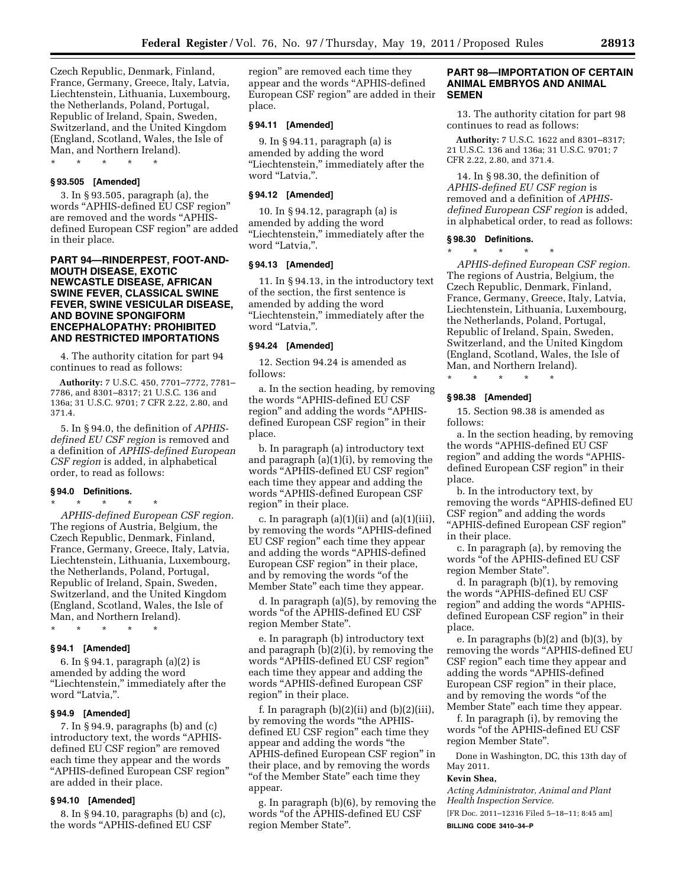Czech Republic, Denmark, Finland, France, Germany, Greece, Italy, Latvia, Liechtenstein, Lithuania, Luxembourg, the Netherlands, Poland, Portugal, Republic of Ireland, Spain, Sweden, Switzerland, and the United Kingdom (England, Scotland, Wales, the Isle of Man, and Northern Ireland).

\* \* \* \* \*

### § 93.505 [Amended]

3. In § 93.505, paragraph (a), the words "APHIS-defined EU CSF region" are removed and the words "APHIS-defined European CSF region" are added in their place.

## PART 94—RINDERPEST, FOOT-AND-MOUTH DISEASE, EXOTIC NEWCASTLE DISEASE, AFRICAN SWINE FEVER, CLASSICAL SWINE FEVER, SWINE VESICULAR DISEASE, AND BOVINE SPONGIFORM ENCEPHALOPATHY: PROHIBITED AND RESTRICTED IMPORTATIONS

4. The authority citation for part 94 continues to read as follows:

**Authority:** 7 U.S.C. 450, 7701–7772, 7781–7786, and 8301–8317; 21 U.S.C. 136 and 136a; 31 U.S.C. 9701; 7 CFR 2.22, 2.80, and 371.4.

5. In § 94.0, the definition of *APHIS-defined EU CSF region* is removed and a definition of *APHIS-defined European CSF region* is added, in alphabetical order, to read as follows:

### § 94.0 Definitions.

\* \* \* \* \*

*APHIS-defined European CSF region.* The regions of Austria, Belgium, the Czech Republic, Denmark, Finland, France, Germany, Greece, Italy, Latvia, Liechtenstein, Lithuania, Luxembourg, the Netherlands, Poland, Portugal, Republic of Ireland, Spain, Sweden, Switzerland, and the United Kingdom (England, Scotland, Wales, the Isle of Man, and Northern Ireland).

\* \* \* \* \*

### § 94.1 [Amended]

6. In § 94.1, paragraph (a)(2) is amended by adding the word "Liechtenstein," immediately after the word "Latvia,".

### § 94.9 [Amended]

7. In § 94.9, paragraphs (b) and (c) introductory text, the words "APHIS-defined EU CSF region" are removed each time they appear and the words "APHIS-defined European CSF region" are added in their place.

### § 94.10 [Amended]

8. In § 94.10, paragraphs (b) and (c), the words "APHIS-defined EU CSF region" are removed each time they appear and the words "APHIS-defined European CSF region" are added in their place.

### § 94.11 [Amended]

9. In § 94.11, paragraph (a) is amended by adding the word "Liechtenstein," immediately after the word "Latvia,".

### § 94.12 [Amended]

10. In § 94.12, paragraph (a) is amended by adding the word "Liechtenstein," immediately after the word "Latvia,".

### § 94.13 [Amended]

11. In § 94.13, in the introductory text of the section, the first sentence is amended by adding the word "Liechtenstein," immediately after the word "Latvia,".

### § 94.24 [Amended]

12. Section 94.24 is amended as follows:

a. In the section heading, by removing the words "APHIS-defined EU CSF region" and adding the words "APHIS-defined European CSF region" in their place.

b. In paragraph (a) introductory text and paragraph (a)(1)(i), by removing the words "APHIS-defined EU CSF region" each time they appear and adding the words "APHIS-defined European CSF region" in their place.

c. In paragraph (a)(1)(ii) and (a)(1)(iii), by removing the words "APHIS-defined EU CSF region" each time they appear and adding the words "APHIS-defined European CSF region" in their place, and by removing the words "of the Member State" each time they appear.

d. In paragraph (a)(5), by removing the words "of the APHIS-defined EU CSF region Member State".

e. In paragraph (b) introductory text and paragraph (b)(2)(i), by removing the words "APHIS-defined EU CSF region" each time they appear and adding the words "APHIS-defined European CSF region" in their place.

f. In paragraph (b)(2)(ii) and (b)(2)(iii), by removing the words "the APHIS-defined EU CSF region" each time they appear and adding the words "the APHIS-defined European CSF region" in their place, and by removing the words "of the Member State" each time they appear.

g. In paragraph (b)(6), by removing the words "of the APHIS-defined EU CSF region Member State".

## PART 98—IMPORTATION OF CERTAIN ANIMAL EMBRYOS AND ANIMAL SEMEN

13. The authority citation for part 98 continues to read as follows:

**Authority:** 7 U.S.C. 1622 and 8301–8317; 21 U.S.C. 136 and 136a; 31 U.S.C. 9701; 7 CFR 2.22, 2.80, and 371.4.

14. In § 98.30, the definition of *APHIS-defined EU CSF region* is removed and a definition of *APHIS-defined European CSF region* is added, in alphabetical order, to read as follows:

### § 98.30 Definitions.

\* \* \* \* \*

*APHIS-defined European CSF region.* The regions of Austria, Belgium, the Czech Republic, Denmark, Finland, France, Germany, Greece, Italy, Latvia, Liechtenstein, Lithuania, Luxembourg, the Netherlands, Poland, Portugal, Republic of Ireland, Spain, Sweden, Switzerland, and the United Kingdom (England, Scotland, Wales, the Isle of Man, and Northern Ireland).

\* \* \* \* \*

### § 98.38 [Amended]

15. Section 98.38 is amended as follows:

a. In the section heading, by removing the words "APHIS-defined EU CSF region" and adding the words "APHIS-defined European CSF region" in their place.

b. In the introductory text, by removing the words "APHIS-defined EU CSF region" and adding the words "APHIS-defined European CSF region" in their place.

c. In paragraph (a), by removing the words "of the APHIS-defined EU CSF region Member State".

d. In paragraph (b)(1), by removing the words "APHIS-defined EU CSF region" and adding the words "APHIS-defined European CSF region" in their place.

e. In paragraphs (b)(2) and (b)(3), by removing the words "APHIS-defined EU CSF region" each time they appear and adding the words "APHIS-defined European CSF region" in their place, and by removing the words "of the Member State" each time they appear.

f. In paragraph (i), by removing the words "of the APHIS-defined EU CSF region Member State".

Done in Washington, DC, this 13th day of May 2011.

**Kevin Shea,**

*Acting Administrator, Animal and Plant Health Inspection Service.*

[FR Doc. 2011–12316 Filed 5–18–11; 8:45 am]

**BILLING CODE 3410–34–P**